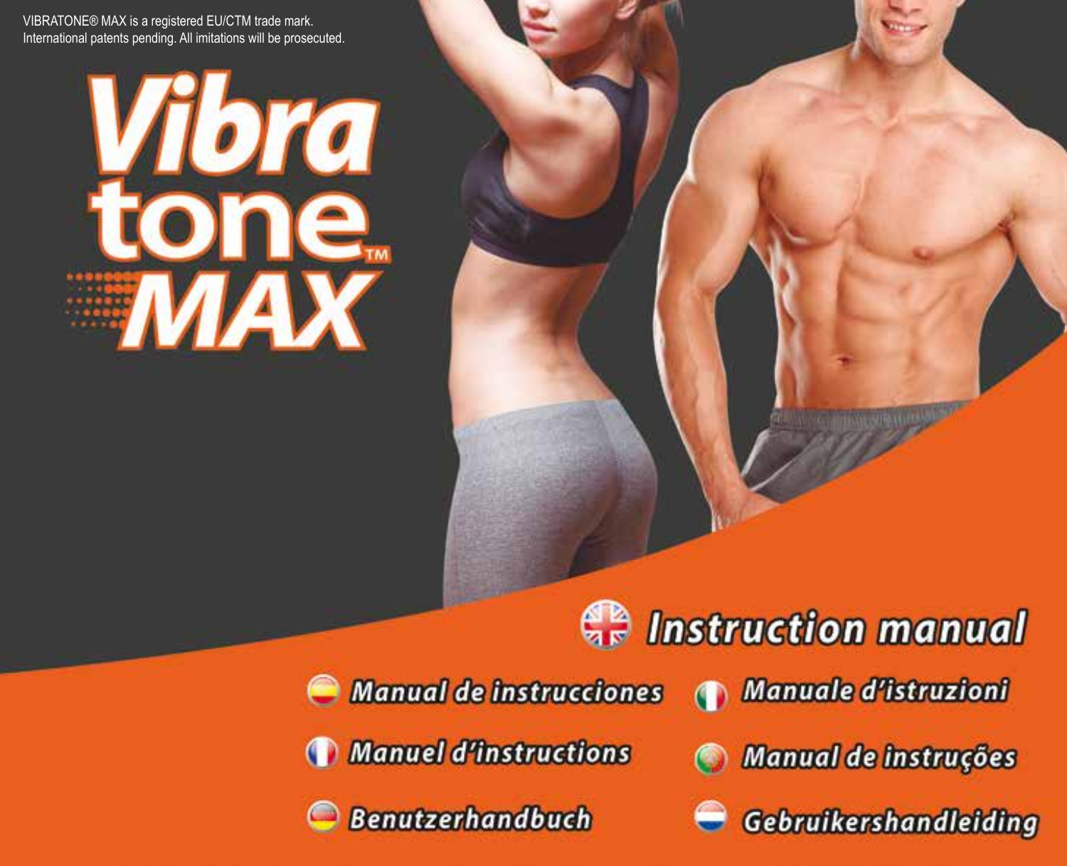VIBRATONE® MAX is a registered EU/CTM trade mark.
International patents pending. All imitations will be prosecuted.

# Vibra tone™ MAX

## Instruction manual

Manual de instrucciones

Manuale d'istruzioni

Manuel d'instructions

Manual de instruções

Benutzerhandbuch

Gebruikershandleiding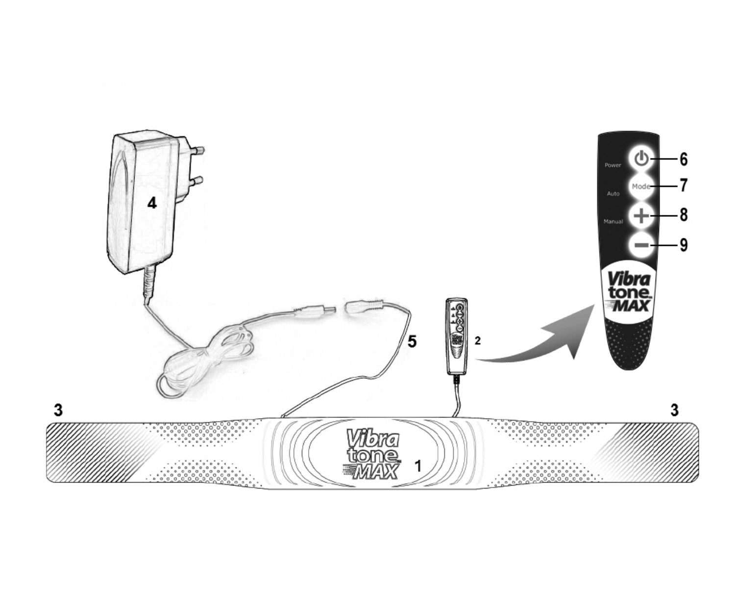4

5

2

6

7

8

9

Power

Mode

Auto

Manual

Vibra tone MAX

3

3

Vibra tone MAX

1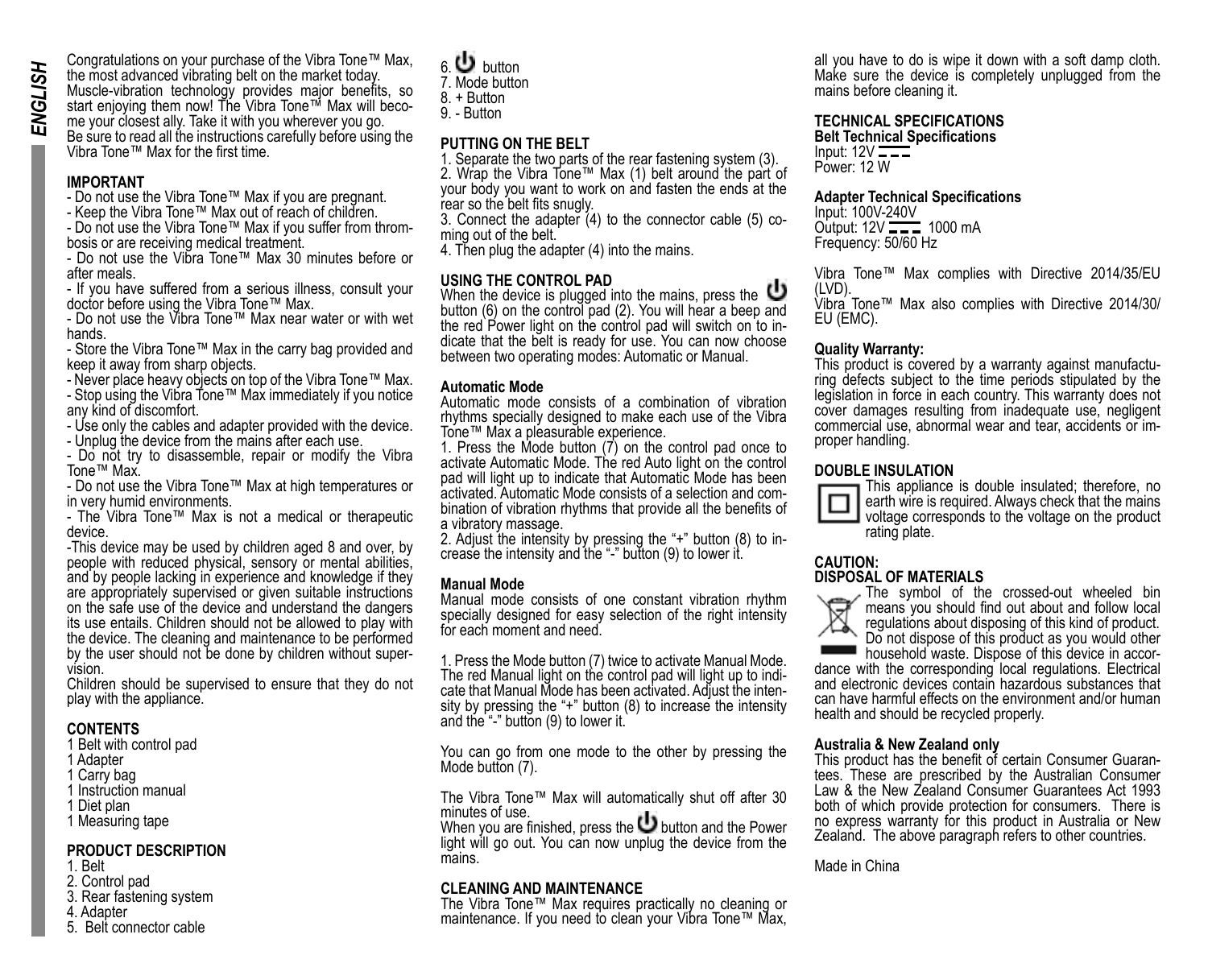Congratulations on your purchase of the Vibra Tone™ Max, the most advanced vibrating belt on the market today. Muscle-vibration technology provides major benefits, so start enjoying them now! The Vibra Tone™ Max will become your closest ally. Take it with you wherever you go. Be sure to read all the instructions carefully before using the Vibra Tone™ Max for the first time.

## IMPORTANT

- Do not use the Vibra Tone™ Max if you are pregnant.
- Keep the Vibra Tone™ Max out of reach of children.
- Do not use the Vibra Tone™ Max if you suffer from thrombosis or are receiving medical treatment.
- Do not use the Vibra Tone™ Max 30 minutes before or after meals.
- If you have suffered from a serious illness, consult your doctor before using the Vibra Tone™ Max.
- Do not use the Vibra Tone™ Max near water or with wet hands.
- Store the Vibra Tone™ Max in the carry bag provided and keep it away from sharp objects.
- Never place heavy objects on top of the Vibra Tone™ Max.
- Stop using the Vibra Tone™ Max immediately if you notice any kind of discomfort.
- Use only the cables and adapter provided with the device.
- Unplug the device from the mains after each use.
- Do not try to disassemble, repair or modify the Vibra Tone™ Max.
- Do not use the Vibra Tone™ Max at high temperatures or in very humid environments.
- The Vibra Tone™ Max is not a medical or therapeutic device.
- This device may be used by children aged 8 and over, by people with reduced physical, sensory or mental abilities, and by people lacking in experience and knowledge if they are appropriately supervised or given suitable instructions on the safe use of the device and understand the dangers its use entails. Children should not be allowed to play with the device. The cleaning and maintenance to be performed by the user should not be done by children without supervision.

Children should be supervised to ensure that they do not play with the appliance.

## CONTENTS

1 Belt with control pad
1 Adapter
1 Carry bag
1 Instruction manual
1 Diet plan
1 Measuring tape

## PRODUCT DESCRIPTION

1. Belt
2. Control pad
3. Rear fastening system
4. Adapter
5. Belt connector cable
6. ⏻ button
7. Mode button
8. + Button
9. - Button

## PUTTING ON THE BELT

1. Separate the two parts of the rear fastening system (3).
2. Wrap the Vibra Tone™ Max (1) belt around the part of your body you want to work on and fasten the ends at the rear so the belt fits snugly.
3. Connect the adapter (4) to the connector cable (5) coming out of the belt.
4. Then plug the adapter (4) into the mains.

## USING THE CONTROL PAD

When the device is plugged into the mains, press the ⏻ button (6) on the control pad (2). You will hear a beep and the red Power light on the control pad will switch on to indicate that the belt is ready for use. You can now choose between two operating modes: Automatic or Manual.

### Automatic Mode

Automatic mode consists of a combination of vibration rhythms specially designed to make each use of the Vibra Tone™ Max a pleasurable experience.

1. Press the Mode button (7) on the control pad once to activate Automatic Mode. The red Auto light on the control pad will light up to indicate that Automatic Mode has been activated. Automatic Mode consists of a selection and combination of vibration rhythms that provide all the benefits of a vibratory massage.
2. Adjust the intensity by pressing the "+" button (8) to increase the intensity and the "-" button (9) to lower it.

### Manual Mode

Manual mode consists of one constant vibration rhythm specially designed for easy selection of the right intensity for each moment and need.

1. Press the Mode button (7) twice to activate Manual Mode. The red Manual light on the control pad will light up to indicate that Manual Mode has been activated. Adjust the intensity by pressing the "+" button (8) to increase the intensity and the "-" button (9) to lower it.

You can go from one mode to the other by pressing the Mode button (7).

The Vibra Tone™ Max will automatically shut off after 30 minutes of use.
When you are finished, press the ⏻ button and the Power light will go out. You can now unplug the device from the mains.

## CLEANING AND MAINTENANCE

The Vibra Tone™ Max requires practically no cleaning or maintenance. If you need to clean your Vibra Tone™ Max, all you have to do is wipe it down with a soft damp cloth. Make sure the device is completely unplugged from the mains before cleaning it.

## TECHNICAL SPECIFICATIONS

**Belt Technical Specifications**
Input: 12V ⎓
Power: 12 W

**Adapter Technical Specifications**
Input: 100V-240V
Output: 12V ⎓ 1000 mA
Frequency: 50/60 Hz

Vibra Tone™ Max complies with Directive 2014/35/EU (LVD).
Vibra Tone™ Max also complies with Directive 2014/30/EU (EMC).

**Quality Warranty:**
This product is covered by a warranty against manufacturing defects subject to the time periods stipulated by the legislation in force in each country. This warranty does not cover damages resulting from inadequate use, negligent commercial use, abnormal wear and tear, accidents or improper handling.

## DOUBLE INSULATION

This appliance is double insulated; therefore, no earth wire is required. Always check that the mains voltage corresponds to the voltage on the product rating plate.

## CAUTION:
## DISPOSAL OF MATERIALS

The symbol of the crossed-out wheeled bin means you should find out about and follow local regulations about disposing of this kind of product. Do not dispose of this product as you would other household waste. Dispose of this device in accordance with the corresponding local regulations. Electrical and electronic devices contain hazardous substances that can have harmful effects on the environment and/or human health and should be recycled properly.

**Australia & New Zealand only**
This product has the benefit of certain Consumer Guarantees. These are prescribed by the Australian Consumer Law & the New Zealand Consumer Guarantees Act 1993 both of which provide protection for consumers. There is no express warranty for this product in Australia or New Zealand. The above paragraph refers to other countries.

Made in China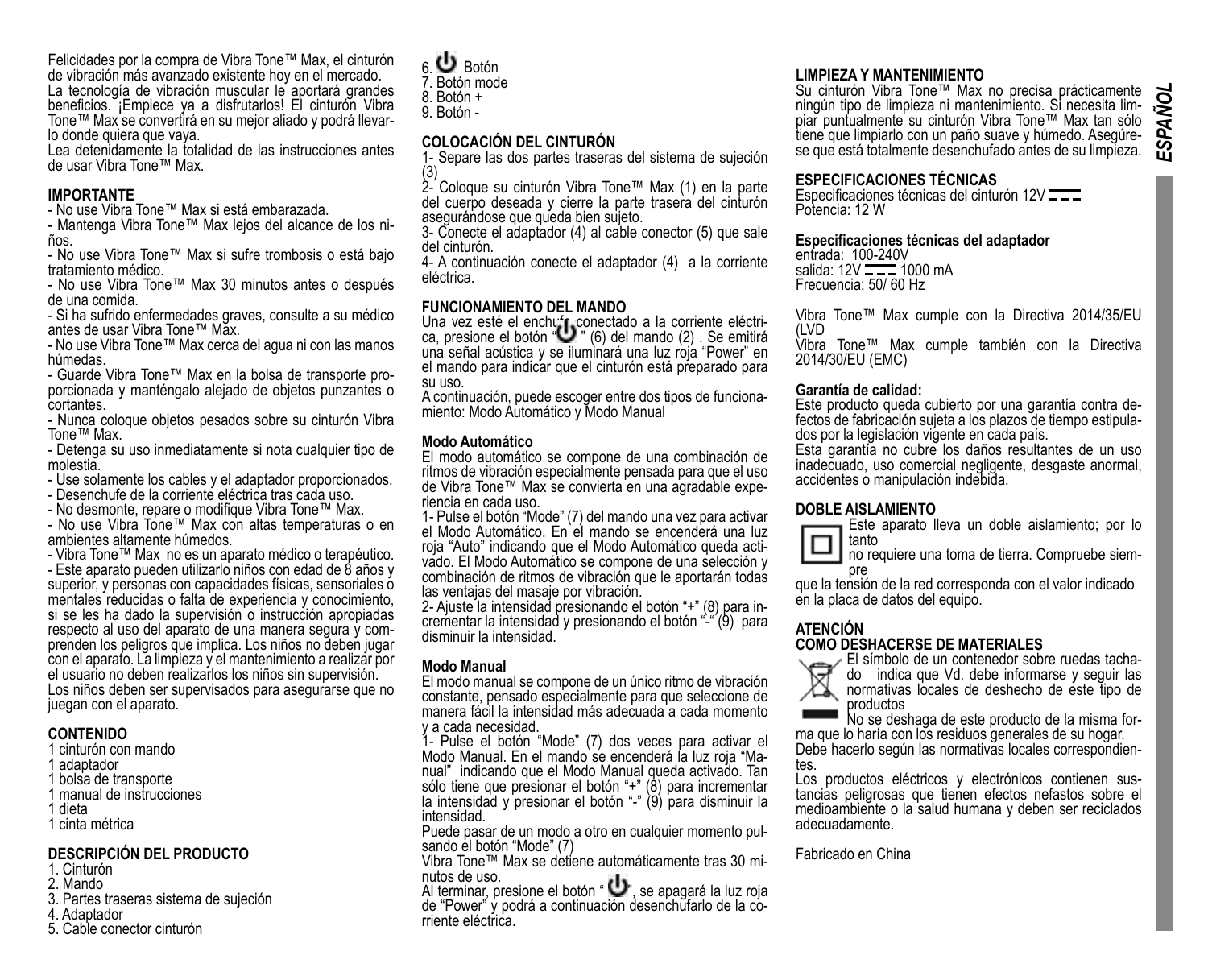Felicidades por la compra de Vibra Tone™ Max, el cinturón de vibración más avanzado existente hoy en el mercado.
La tecnología de vibración muscular le aportará grandes beneficios. ¡Empiece ya a disfrutarlos! El cinturón Vibra Tone™ Max se convertirá en su mejor aliado y podrá llevarlo donde quiera que vaya.
Lea detenidamente la totalidad de las instrucciones antes de usar Vibra Tone™ Max.

**IMPORTANTE**

- No use Vibra Tone™ Max si está embarazada.
- Mantenga Vibra Tone™ Max lejos del alcance de los niños.
- No use Vibra Tone™ Max si sufre trombosis o está bajo tratamiento médico.
- No use Vibra Tone™ Max 30 minutos antes o después de una comida.
- Si ha sufrido enfermedades graves, consulte a su médico antes de usar Vibra Tone™ Max.
- No use Vibra Tone™ Max cerca del agua ni con las manos húmedas.
- Guarde Vibra Tone™ Max en la bolsa de transporte proporcionada y manténgalo alejado de objetos punzantes o cortantes.
- Nunca coloque objetos pesados sobre su cinturón Vibra Tone™ Max.
- Detenga su uso inmediatamente si nota cualquier tipo de molestia.
- Use solamente los cables y el adaptador proporcionados.
- Desenchufe de la corriente eléctrica tras cada uso.
- No desmonte, repare o modifique Vibra Tone™ Max.
- No use Vibra Tone™ Max con altas temperaturas o en ambientes altamente húmedos.
- Vibra Tone™ Max no es un aparato médico o terapéutico.
- Este aparato pueden utilizarlo niños con edad de 8 años y superior, y personas con capacidades físicas, sensoriales o mentales reducidas o falta de experiencia y conocimiento, si se les ha dado la supervisión o instrucción apropiadas respecto al uso del aparato de una manera segura y comprenden los peligros que implica. Los niños no deben jugar con el aparato. La limpieza y el mantenimiento a realizar por el usuario no deben realizarlos los niños sin supervisión.

Los niños deben ser supervisados para asegurarse que no juegan con el aparato.

**CONTENIDO**

1 cinturón con mando
1 adaptador
1 bolsa de transporte
1 manual de instrucciones
1 dieta
1 cinta métrica

**DESCRIPCIÓN DEL PRODUCTO**

1. Cinturón
2. Mando
3. Partes traseras sistema de sujeción
4. Adaptador
5. Cable conector cinturón
6. ⏻ Botón
7. Botón mode
8. Botón +
9. Botón -

**COLOCACIÓN DEL CINTURÓN**

1- Separe las dos partes traseras del sistema de sujeción (3)
2- Coloque su cinturón Vibra Tone™ Max (1) en la parte del cuerpo deseada y cierre la parte trasera del cinturón asegurándose que queda bien sujeto.
3- Conecte el adaptador (4) al cable conector (5) que sale del cinturón.
4- A continuación conecte el adaptador (4) a la corriente eléctrica.

**FUNCIONAMIENTO DEL MANDO**

Una vez esté el enchufe conectado a la corriente eléctrica, presione el botón "⏻" (6) del mando (2) . Se emitirá una señal acústica y se iluminará una luz roja "Power" en el mando para indicar que el cinturón está preparado para su uso.
A continuación, puede escoger entre dos tipos de funcionamiento: Modo Automático y Modo Manual

**Modo Automático**

El modo automático se compone de una combinación de ritmos de vibración especialmente pensada para que el uso de Vibra Tone™ Max se convierta en una agradable experiencia en cada uso.
1- Pulse el botón "Mode" (7) del mando una vez para activar el Modo Automático. En el mando se encenderá una luz roja "Auto" indicando que el Modo Automático queda activado. El Modo Automático se compone de una selección y combinación de ritmos de vibración que le aportarán todas las ventajas del masaje por vibración.
2- Ajuste la intensidad presionando el botón "+" (8) para incrementar la intensidad y presionando el botón "-" (9) para disminuir la intensidad.

**Modo Manual**

El modo manual se compone de un único ritmo de vibración constante, pensado especialmente para que seleccione de manera fácil la intensidad más adecuada a cada momento y a cada necesidad.
1- Pulse el botón "Mode" (7) dos veces para activar el Modo Manual. En el mando se encenderá la luz roja "Manual" indicando que el Modo Manual queda activado. Tan sólo tiene que presionar el botón "+" (8) para incrementar la intensidad y presionar el botón "-" (9) para disminuir la intensidad.
Puede pasar de un modo a otro en cualquier momento pulsando el botón "Mode" (7)
Vibra Tone™ Max se detiene automáticamente tras 30 minutos de uso.
Al terminar, presione el botón "⏻", se apagará la luz roja de "Power" y podrá a continuación desenchufarlo de la corriente eléctrica.

**LIMPIEZA Y MANTENIMIENTO**

Su cinturón Vibra Tone™ Max no precisa prácticamente ningún tipo de limpieza ni mantenimiento. Si necesita limpiar puntualmente su cinturón Vibra Tone™ Max tan sólo tiene que limpiarlo con un paño suave y húmedo. Asegúrese que está totalmente desenchufado antes de su limpieza.

**ESPECIFICACIONES TÉCNICAS**

Especificaciones técnicas del cinturón 12V ⎓
Potencia: 12 W

**Especificaciones técnicas del adaptador**

entrada: 100-240V
salida: 12V ⎓ 1000 mA
Frecuencia: 50/ 60 Hz

Vibra Tone™ Max cumple con la Directiva 2014/35/EU (LVD
Vibra Tone™ Max cumple también con la Directiva 2014/30/EU (EMC)

**Garantía de calidad:**

Este producto queda cubierto por una garantía contra defectos de fabricación sujeta a los plazos de tiempo estipulados por la legislación vigente en cada país.
Esta garantía no cubre los daños resultantes de un uso inadecuado, uso comercial negligente, desgaste anormal, accidentes o manipulación indebida.

**DOBLE AISLAMIENTO**

Este aparato lleva un doble aislamiento; por lo tanto no requiere una toma de tierra. Compruebe siempre que la tensión de la red corresponda con el valor indicado en la placa de datos del equipo.

**ATENCIÓN**
**COMO DESHACERSE DE MATERIALES**

El símbolo de un contenedor sobre ruedas tachado indica que Vd. debe informarse y seguir las normativas locales de deshecho de este tipo de productos
No se deshaga de este producto de la misma forma que lo haría con los residuos generales de su hogar.
Debe hacerlo según las normativas locales correspondientes.
Los productos eléctricos y electrónicos contienen sustancias peligrosas que tienen efectos nefastos sobre el medioambiente o la salud humana y deben ser reciclados adecuadamente.

Fabricado en China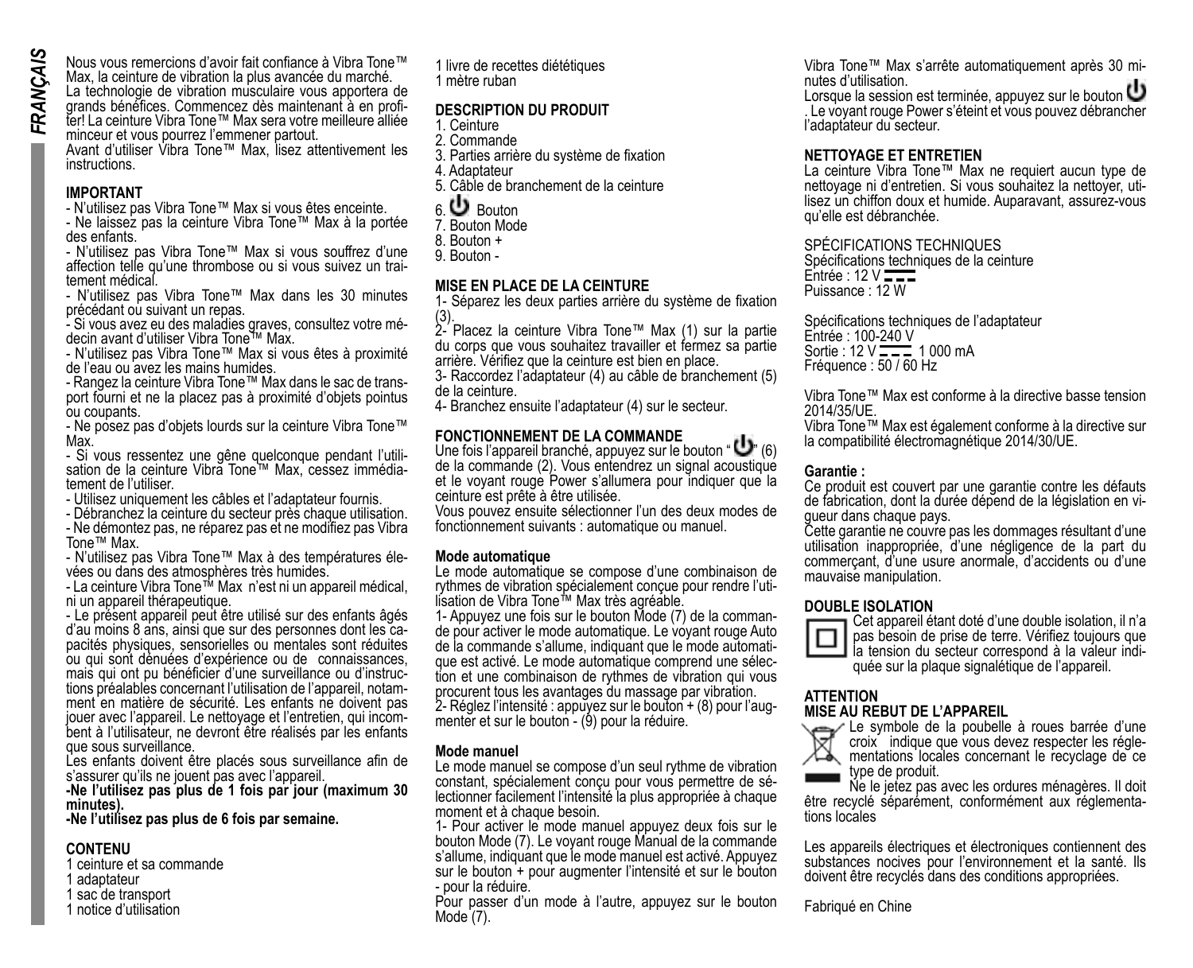*FRANÇAIS*

Nous vous remercions d'avoir fait confiance à Vibra Tone™ Max, la ceinture de vibration la plus avancée du marché. La technologie de vibration musculaire vous apportera de grands bénéfices. Commencez dès maintenant à en profiter! La ceinture Vibra Tone™ Max sera votre meilleure alliée minceur et vous pourrez l'emmener partout.
Avant d'utiliser Vibra Tone™ Max, lisez attentivement les instructions.

## IMPORTANT

- N'utilisez pas Vibra Tone™ Max si vous êtes enceinte.
- Ne laissez pas la ceinture Vibra Tone™ Max à la portée des enfants.
- N'utilisez pas Vibra Tone™ Max si vous souffrez d'une affection telle qu'une thrombose ou si vous suivez un traitement médical.
- N'utilisez pas Vibra Tone™ Max dans les 30 minutes précédant ou suivant un repas.
- Si vous avez eu des maladies graves, consultez votre médecin avant d'utiliser Vibra Tone™ Max.
- N'utilisez pas Vibra Tone™ Max si vous êtes à proximité de l'eau ou avez les mains humides.
- Rangez la ceinture Vibra Tone™ Max dans le sac de transport fourni et ne la placez pas à proximité d'objets pointus ou coupants.
- Ne posez pas d'objets lourds sur la ceinture Vibra Tone™ Max.
- Si vous ressentez une gêne quelconque pendant l'utilisation de la ceinture Vibra Tone™ Max, cessez immédiatement de l'utiliser.
- Utilisez uniquement les câbles et l'adaptateur fournis.
- Débranchez la ceinture du secteur près chaque utilisation.
- Ne démontez pas, ne réparez pas et ne modifiez pas Vibra Tone™ Max.
- N'utilisez pas Vibra Tone™ Max à des températures élevées ou dans des atmosphères très humides.
- La ceinture Vibra Tone™ Max n'est ni un appareil médical, ni un appareil thérapeutique.
- Le présent appareil peut être utilisé sur des enfants âgés d'au moins 8 ans, ainsi que sur des personnes dont les capacités physiques, sensorielles ou mentales sont réduites ou qui sont dénuées d'expérience ou de connaissances, mais qui ont pu bénéficier d'une surveillance ou d'instructions préalables concernant l'utilisation de l'appareil, notamment en matière de sécurité. Les enfants ne doivent pas jouer avec l'appareil. Le nettoyage et l'entretien, qui incombent à l'utilisateur, ne devront être réalisés par les enfants que sous surveillance.

Les enfants doivent être placés sous surveillance afin de s'assurer qu'ils ne jouent pas avec l'appareil.

**-Ne l'utilisez pas plus de 1 fois par jour (maximum 30 minutes).**

**-Ne l'utilisez pas plus de 6 fois par semaine.**

## CONTENU

1 ceinture et sa commande
1 adaptateur
1 sac de transport
1 notice d'utilisation
1 livre de recettes diététiques
1 mètre ruban

## DESCRIPTION DU PRODUIT

1. Ceinture
2. Commande
3. Parties arrière du système de fixation
4. Adaptateur
5. Câble de branchement de la ceinture
6. ⏻ Bouton
7. Bouton Mode
8. Bouton +
9. Bouton -

## MISE EN PLACE DE LA CEINTURE

1- Séparez les deux parties arrière du système de fixation (3).
2- Placez la ceinture Vibra Tone™ Max (1) sur la partie du corps que vous souhaitez travailler et fermez sa partie arrière. Vérifiez que la ceinture est bien en place.
3- Raccordez l'adaptateur (4) au câble de branchement (5) de la ceinture.
4- Branchez ensuite l'adaptateur (4) sur le secteur.

## FONCTIONNEMENT DE LA COMMANDE

Une fois l'appareil branché, appuyez sur le bouton "⏻" (6) de la commande (2). Vous entendrez un signal acoustique et le voyant rouge Power s'allumera pour indiquer que la ceinture est prête à être utilisée.
Vous pouvez ensuite sélectionner l'un des deux modes de fonctionnement suivants : automatique ou manuel.

### Mode automatique

Le mode automatique se compose d'une combinaison de rythmes de vibration spécialement conçue pour rendre l'utilisation de Vibra Tone™ Max très agréable.
1- Appuyez une fois sur le bouton Mode (7) de la commande pour activer le mode automatique. Le voyant rouge Auto de la commande s'allume, indiquant que le mode automatique est activé. Le mode automatique comprend une sélection et une combinaison de rythmes de vibration qui vous procurent tous les avantages du massage par vibration.
2- Réglez l'intensité : appuyez sur le bouton + (8) pour l'augmenter et sur le bouton - (9) pour la réduire.

### Mode manuel

Le mode manuel se compose d'un seul rythme de vibration constant, spécialement conçu pour vous permettre de sélectionner facilement l'intensité la plus appropriée à chaque moment et à chaque besoin.
1- Pour activer le mode manuel appuyez deux fois sur le bouton Mode (7). Le voyant rouge Manual de la commande s'allume, indiquant que le mode manuel est activé. Appuyez sur le bouton + pour augmenter l'intensité et sur le bouton - pour la réduire.
Pour passer d'un mode à l'autre, appuyez sur le bouton Mode (7).

Vibra Tone™ Max s'arrête automatiquement après 30 minutes d'utilisation.
Lorsque la session est terminée, appuyez sur le bouton ⏻. Le voyant rouge Power s'éteint et vous pouvez débrancher l'adaptateur du secteur.

## NETTOYAGE ET ENTRETIEN

La ceinture Vibra Tone™ Max ne requiert aucun type de nettoyage ni d'entretien. Si vous souhaitez la nettoyer, utilisez un chiffon doux et humide. Auparavant, assurez-vous qu'elle est débranchée.

SPÉCIFICATIONS TECHNIQUES
Spécifications techniques de la ceinture
Entrée : 12 V ⎓
Puissance : 12 W

Spécifications techniques de l'adaptateur
Entrée : 100-240 V
Sortie : 12 V ⎓ 1 000 mA
Fréquence : 50 / 60 Hz

Vibra Tone™ Max est conforme à la directive basse tension 2014/35/UE.
Vibra Tone™ Max est également conforme à la directive sur la compatibilité électromagnétique 2014/30/UE.

### Garantie :

Ce produit est couvert par une garantie contre les défauts de fabrication, dont la durée dépend de la législation en vigueur dans chaque pays.
Cette garantie ne couvre pas les dommages résultant d'une utilisation inappropriée, d'une négligence de la part du commerçant, d'une usure anormale, d'accidents ou d'une mauvaise manipulation.

## DOUBLE ISOLATION

Cet appareil étant doté d'une double isolation, il n'a pas besoin de prise de terre. Vérifiez toujours que la tension du secteur correspond à la valeur indiquée sur la plaque signalétique de l'appareil.

## ATTENTION

## MISE AU REBUT DE L'APPAREIL

Le symbole de la poubelle à roues barrée d'une croix indique que vous devez respecter les réglementations locales concernant le recyclage de ce type de produit.
Ne le jetez pas avec les ordures ménagères. Il doit être recyclé séparément, conformément aux réglementations locales

Les appareils électriques et électroniques contiennent des substances nocives pour l'environnement et la santé. Ils doivent être recyclés dans des conditions appropriées.

Fabriqué en Chine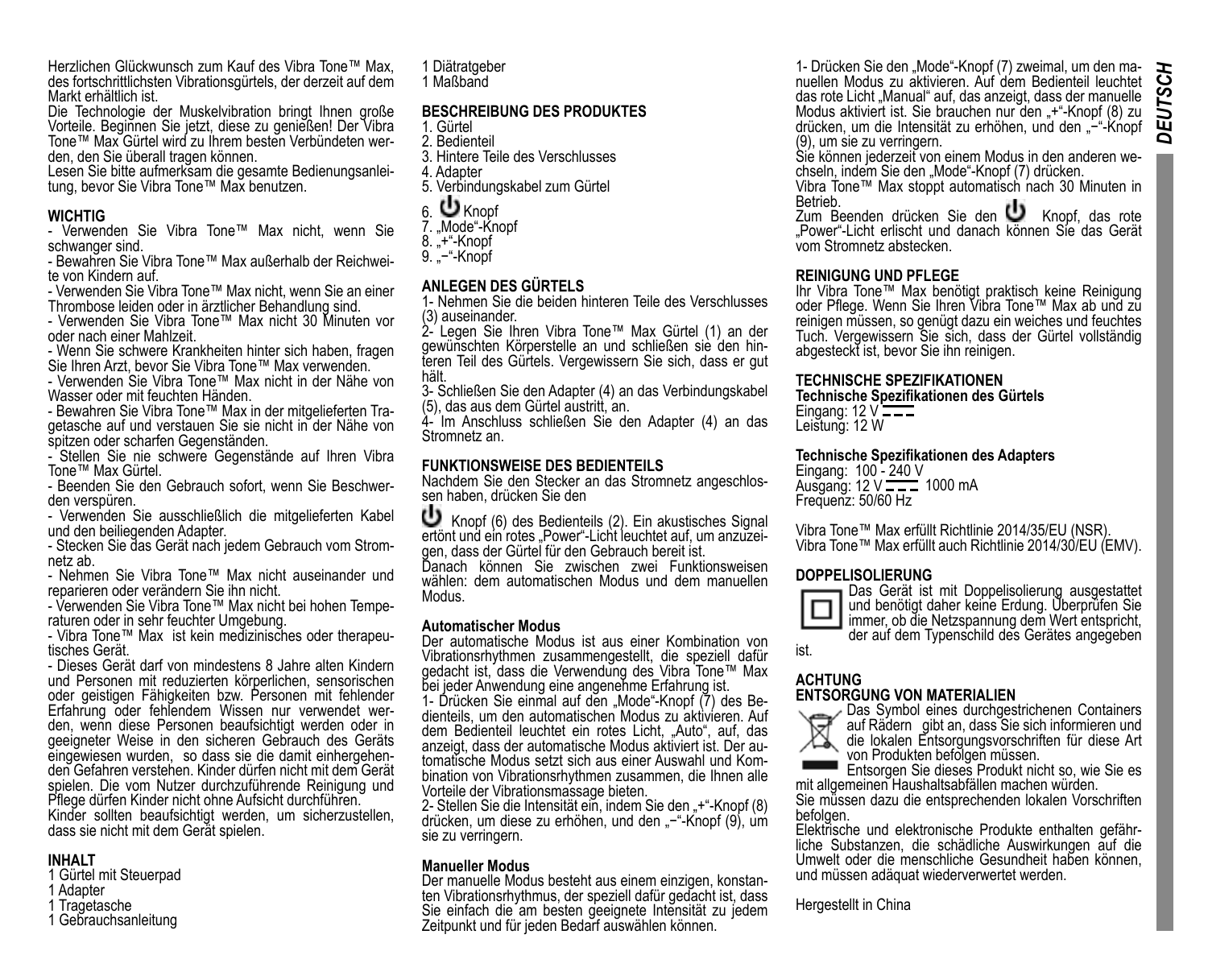Herzlichen Glückwunsch zum Kauf des Vibra Tone™ Max, des fortschrittlichsten Vibrationsgürtels, der derzeit auf dem Markt erhältlich ist.
Die Technologie der Muskelvibration bringt Ihnen große Vorteile. Beginnen Sie jetzt, diese zu genießen! Der Vibra Tone™ Max Gürtel wird zu Ihrem besten Verbündeten werden, den Sie überall tragen können.
Lesen Sie bitte aufmerksam die gesamte Bedienungsanleitung, bevor Sie Vibra Tone™ Max benutzen.

**WICHTIG**

- Verwenden Sie Vibra Tone™ Max nicht, wenn Sie schwanger sind.
- Bewahren Sie Vibra Tone™ Max außerhalb der Reichweite von Kindern auf.
- Verwenden Sie Vibra Tone™ Max nicht, wenn Sie an einer Thrombose leiden oder in ärztlicher Behandlung sind.
- Verwenden Sie Vibra Tone™ Max nicht 30 Minuten vor oder nach einer Mahlzeit.
- Wenn Sie schwere Krankheiten hinter sich haben, fragen Sie Ihren Arzt, bevor Sie Vibra Tone™ Max verwenden.
- Verwenden Sie Vibra Tone™ Max nicht in der Nähe von Wasser oder mit feuchten Händen.
- Bewahren Sie Vibra Tone™ Max in der mitgelieferten Tragetasche auf und verstauen Sie sie nicht in der Nähe von spitzen oder scharfen Gegenständen.
- Stellen Sie nie schwere Gegenstände auf Ihren Vibra Tone™ Max Gürtel.
- Beenden Sie den Gebrauch sofort, wenn Sie Beschwerden verspüren.
- Verwenden Sie ausschließlich die mitgelieferten Kabel und den beiliegenden Adapter.
- Stecken Sie das Gerät nach jedem Gebrauch vom Stromnetz ab.
- Nehmen Sie Vibra Tone™ Max nicht auseinander und reparieren oder verändern Sie ihn nicht.
- Verwenden Sie Vibra Tone™ Max nicht bei hohen Temperaturen oder in sehr feuchter Umgebung.
- Vibra Tone™ Max ist kein medizinisches oder therapeutisches Gerät.
- Dieses Gerät darf von mindestens 8 Jahre alten Kindern und Personen mit reduzierten körperlichen, sensorischen oder geistigen Fähigkeiten bzw. Personen mit fehlender Erfahrung oder fehlendem Wissen nur verwendet werden, wenn diese Personen beaufsichtigt werden oder in geeigneter Weise in den sicheren Gebrauch des Geräts eingewiesen wurden, so dass sie die damit einhergehenden Gefahren verstehen. Kinder dürfen nicht mit dem Gerät spielen. Die vom Nutzer durchzuführende Reinigung und Pflege dürfen Kinder nicht ohne Aufsicht durchführen.

Kinder sollten beaufsichtigt werden, um sicherzustellen, dass sie nicht mit dem Gerät spielen.

**INHALT**

1 Gürtel mit Steuerpad
1 Adapter
1 Tragetasche
1 Gebrauchsanleitung
1 Diätratgeber
1 Maßband

**BESCHREIBUNG DES PRODUKTES**

1. Gürtel
2. Bedienteil
3. Hintere Teile des Verschlusses
4. Adapter
5. Verbindungskabel zum Gürtel
6. ⏻ Knopf
7. „Mode“-Knopf
8. „+“-Knopf
9. „−“-Knopf

**ANLEGEN DES GÜRTELS**

1- Nehmen Sie die beiden hinteren Teile des Verschlusses (3) auseinander.
2- Legen Sie Ihren Vibra Tone™ Max Gürtel (1) an der gewünschten Körperstelle an und schließen sie den hinteren Teil des Gürtels. Vergewissern Sie sich, dass er gut hält.
3- Schließen Sie den Adapter (4) an das Verbindungskabel (5), das aus dem Gürtel austritt, an.
4- Im Anschluss schließen Sie den Adapter (4) an das Stromnetz an.

**FUNKTIONSWEISE DES BEDIENTEILS**

Nachdem Sie den Stecker an das Stromnetz angeschlossen haben, drücken Sie den ⏻ Knopf (6) des Bedienteils (2). Ein akustisches Signal ertönt und ein rotes „Power“-Licht leuchtet auf, um anzuzeigen, dass der Gürtel für den Gebrauch bereit ist.
Danach können Sie zwischen zwei Funktionsweisen wählen: dem automatischen Modus und dem manuellen Modus.

**Automatischer Modus**

Der automatische Modus ist aus einer Kombination von Vibrationsrhythmen zusammengestellt, die speziell dafür gedacht ist, dass die Verwendung des Vibra Tone™ Max bei jeder Anwendung eine angenehme Erfahrung ist.
1- Drücken Sie einmal auf den „Mode“-Knopf (7) des Bedienteils, um den automatischen Modus zu aktivieren. Auf dem Bedienteil leuchtet ein rotes Licht, „Auto“, auf, das anzeigt, dass der automatische Modus aktiviert ist. Der automatische Modus setzt sich aus einer Auswahl und Kombination von Vibrationsrhythmen zusammen, die Ihnen alle Vorteile der Vibrationsmassage bieten.
2- Stellen Sie die Intensität ein, indem Sie den „+“-Knopf (8) drücken, um diese zu erhöhen, und den „−“-Knopf (9), um sie zu verringern.

**Manueller Modus**

Der manuelle Modus besteht aus einem einzigen, konstanten Vibrationsrhythmus, der speziell dafür gedacht ist, dass Sie einfach die am besten geeignete Intensität zu jedem Zeitpunkt und für jeden Bedarf auswählen können.
1- Drücken Sie den „Mode“-Knopf (7) zweimal, um den manuellen Modus zu aktivieren. Auf dem Bedienteil leuchtet das rote Licht „Manual“ auf, das anzeigt, dass der manuelle Modus aktiviert ist. Sie brauchen nur den „+“-Knopf (8) zu drücken, um die Intensität zu erhöhen, und den „−“-Knopf (9), um sie zu verringern.
Sie können jederzeit von einem Modus in den anderen wechseln, indem Sie den „Mode“-Knopf (7) drücken.
Vibra Tone™ Max stoppt automatisch nach 30 Minuten in Betrieb.
Zum Beenden drücken Sie den ⏻ Knopf, das rote „Power“-Licht erlischt und danach können Sie das Gerät vom Stromnetz abstecken.

**REINIGUNG UND PFLEGE**

Ihr Vibra Tone™ Max benötigt praktisch keine Reinigung oder Pflege. Wenn Sie Ihren Vibra Tone™ Max ab und zu reinigen müssen, so genügt dazu ein weiches und feuchtes Tuch. Vergewissern Sie sich, dass der Gürtel vollständig abgesteckt ist, bevor Sie ihn reinigen.

**TECHNISCHE SPEZIFIKATIONEN**

**Technische Spezifikationen des Gürtels**
Eingang: 12 V ⎓
Leistung: 12 W

**Technische Spezifikationen des Adapters**
Eingang: 100 - 240 V
Ausgang: 12 V ⎓ 1000 mA
Frequenz: 50/60 Hz

Vibra Tone™ Max erfüllt Richtlinie 2014/35/EU (NSR).
Vibra Tone™ Max erfüllt auch Richtlinie 2014/30/EU (EMV).

**DOPPELISOLIERUNG**

Das Gerät ist mit Doppelisolierung ausgestattet und benötigt daher keine Erdung. Überprüfen Sie immer, ob die Netzspannung dem Wert entspricht, der auf dem Typenschild des Gerätes angegeben ist.

**ACHTUNG**

**ENTSORGUNG VON MATERIALIEN**

Das Symbol eines durchgestrichenen Containers auf Rädern gibt an, dass Sie sich informieren und die lokalen Entsorgungsvorschriften für diese Art von Produkten befolgen müssen.
Entsorgen Sie dieses Produkt nicht so, wie Sie es mit allgemeinen Haushaltsabfällen machen würden.
Sie müssen dazu die entsprechenden lokalen Vorschriften befolgen.
Elektrische und elektronische Produkte enthalten gefährliche Substanzen, die schädliche Auswirkungen auf die Umwelt oder die menschliche Gesundheit haben können, und müssen adäquat wiederverwertet werden.

Hergestellt in China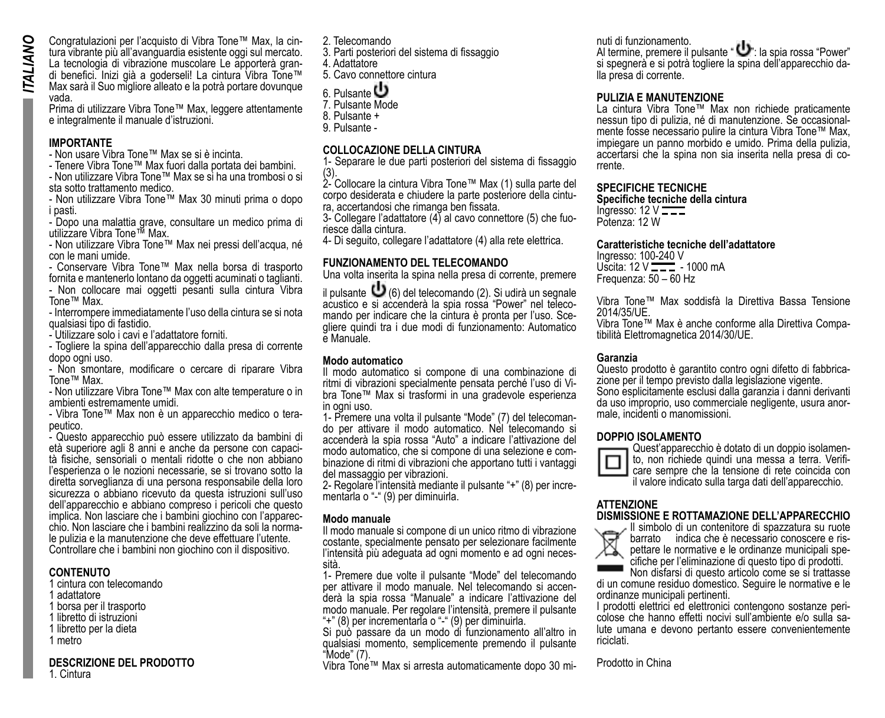ITALIANO

Congratulazioni per l'acquisto di Vibra Tone™ Max, la cintura vibrante più all'avanguardia esistente oggi sul mercato. La tecnologia di vibrazione muscolare Le apporterà grandi benefici. Inizi già a goderseli! La cintura Vibra Tone™ Max sarà il Suo migliore alleato e la potrà portare dovunque vada.
Prima di utilizzare Vibra Tone™ Max, leggere attentamente e integralmente il manuale d'istruzioni.

## IMPORTANTE

- Non usare Vibra Tone™ Max se si è incinta.
- Tenere Vibra Tone™ Max fuori dalla portata dei bambini.
- Non utilizzare Vibra Tone™ Max se si ha una trombosi o si sta sotto trattamento medico.
- Non utilizzare Vibra Tone™ Max 30 minuti prima o dopo i pasti.
- Dopo una malattia grave, consultare un medico prima di utilizzare Vibra Tone™ Max.
- Non utilizzare Vibra Tone™ Max nei pressi dell'acqua, né con le mani umide.
- Conservare Vibra Tone™ Max nella borsa di trasporto fornita e mantenerlo lontano da oggetti acuminati o taglianti.
- Non collocare mai oggetti pesanti sulla cintura Vibra Tone™ Max.
- Interrompere immediatamente l'uso della cintura se si nota qualsiasi tipo di fastidio.
- Utilizzare solo i cavi e l'adattatore forniti.
- Togliere la spina dell'apparecchio dalla presa di corrente dopo ogni uso.
- Non smontare, modificare o cercare di riparare Vibra Tone™ Max.
- Non utilizzare Vibra Tone™ Max con alte temperature o in ambienti estremamente umidi.
- Vibra Tone™ Max non è un apparecchio medico o terapeutico.
- Questo apparecchio può essere utilizzato da bambini di età superiore agli 8 anni e anche da persone con capacità fisiche, sensoriali o mentali ridotte o che non abbiano l'esperienza o le nozioni necessarie, se si trovano sotto la diretta sorveglianza di una persona responsabile della loro sicurezza o abbiano ricevuto da questa istruzioni sull'uso dell'apparecchio e abbiano compreso i pericoli che questo implica. Non lasciare che i bambini giochino con l'apparecchio. Non lasciare che i bambini realizzino da soli la normale pulizia e la manutenzione che deve effettuare l'utente. Controllare che i bambini non giochino con il dispositivo.

## CONTENUTO

1 cintura con telecomando
1 adattatore
1 borsa per il trasporto
1 libretto di istruzioni
1 libretto per la dieta
1 metro

## DESCRIZIONE DEL PRODOTTO

1. Cintura
2. Telecomando
3. Parti posteriori del sistema di fissaggio
4. Adattatore
5. Cavo connettore cintura
6. Pulsante ⏻
7. Pulsante Mode
8. Pulsante +
9. Pulsante -

## COLLOCAZIONE DELLA CINTURA

1- Separare le due parti posteriori del sistema di fissaggio (3).
2- Collocare la cintura Vibra Tone™ Max (1) sulla parte del corpo desiderata e chiudere la parte posteriore della cintura, accertandosi che rimanga ben fissata.
3- Collegare l'adattatore (4) al cavo connettore (5) che fuoriesce dalla cintura.
4- Di seguito, collegare l'adattatore (4) alla rete elettrica.

## FUNZIONAMENTO DEL TELECOMANDO

Una volta inserita la spina nella presa di corrente, premere il pulsante ⏻ (6) del telecomando (2). Si udirà un segnale acustico e si accenderà la spia rossa "Power" nel telecomando per indicare che la cintura è pronta per l'uso. Scegliere quindi tra i due modi di funzionamento: Automatico e Manuale.

### Modo automatico

Il modo automatico si compone di una combinazione di ritmi di vibrazione specialmente pensata perché l'uso di Vibra Tone™ Max si trasformi in una gradevole esperienza in ogni uso.
1- Premere una volta il pulsante "Mode" (7) del telecomando per attivare il modo automatico. Nel telecomando si accenderà la spia rossa "Auto" a indicare l'attivazione del modo automatico, che si compone di una selezione e combinazione di ritmi di vibrazioni che apportano tutti i vantaggi del massaggio per vibrazioni.
2- Regolare l'intensità mediante il pulsante "+" (8) per incrementarla o "-" (9) per diminuirla.

### Modo manuale

Il modo manuale si compone di un unico ritmo di vibrazione costante, specialmente pensato per selezionare facilmente l'intensità più adeguata ad ogni momento e ad ogni necessità.
1- Premere due volte il pulsante "Mode" del telecomando per attivare il modo manuale. Nel telecomando si accenderà la spia rossa "Manuale" a indicare l'attivazione del modo manuale. Per regolare l'intensità, premere il pulsante "+" (8) per incrementarla o "-" (9) per diminuirla.
Si può passare da un modo di funzionamento all'altro in qualsiasi momento, semplicemente premendo il pulsante "Mode" (7).
Vibra Tone™ Max si arresta automaticamente dopo 30 minuti di funzionamento.
Al termine, premere il pulsante "⏻": la spia rossa "Power" si spegnerà e si potrà togliere la spina dell'apparecchio dalla presa di corrente.

## PULIZIA E MANUTENZIONE

La cintura Vibra Tone™ Max non richiede praticamente nessun tipo di pulizia, né di manutenzione. Se occasionalmente fosse necessario pulire la cintura Vibra Tone™ Max, impiegare un panno morbido e umido. Prima della pulizia, accertarsi che la spina non sia inserita nella presa di corrente.

## SPECIFICHE TECNICHE

**Specifiche tecniche della cintura**
Ingresso: 12 V ⎓
Potenza: 12 W

**Caratteristiche tecniche dell'adattatore**
Ingresso: 100-240 V
Uscita: 12 V ⎓ - 1000 mA
Frequenza: 50 – 60 Hz

Vibra Tone™ Max soddisfà la Direttiva Bassa Tensione 2014/35/UE.
Vibra Tone™ Max è anche conforme alla Direttiva Compatibilità Elettromagnetica 2014/30/UE.

### Garanzia

Questo prodotto è garantito contro ogni difetto di fabbricazione per il tempo previsto dalla legislazione vigente.
Sono esplicitamente esclusi dalla garanzia i danni derivanti da uso improprio, uso commerciale negligente, usura anormale, incidenti o manomissioni.

## DOPPIO ISOLAMENTO

Quest'apparecchio è dotato di un doppio isolamento, non richiede quindi una messa a terra. Verificare sempre che la tensione di rete coincida con il valore indicato sulla targa dati dell'apparecchio.

## ATTENZIONE
## DISMISSIONE E ROTTAMAZIONE DELL'APPARECCHIO

Il simbolo di un contenitore di spazzatura su ruote barrato indica che è necessario conoscere e rispettare le normative e le ordinanze municipali specifiche per l'eliminazione di questo tipo di prodotti.
Non disfarsi di questo articolo come se si trattasse di un comune residuo domestico. Seguire le normative e le ordinanze municipali pertinenti.
I prodotti elettrici ed elettronici contengono sostanze pericolose che hanno effetti nocivi sull'ambiente e/o sulla salute umana e devono pertanto essere convenientemente riciclati.

Prodotto in China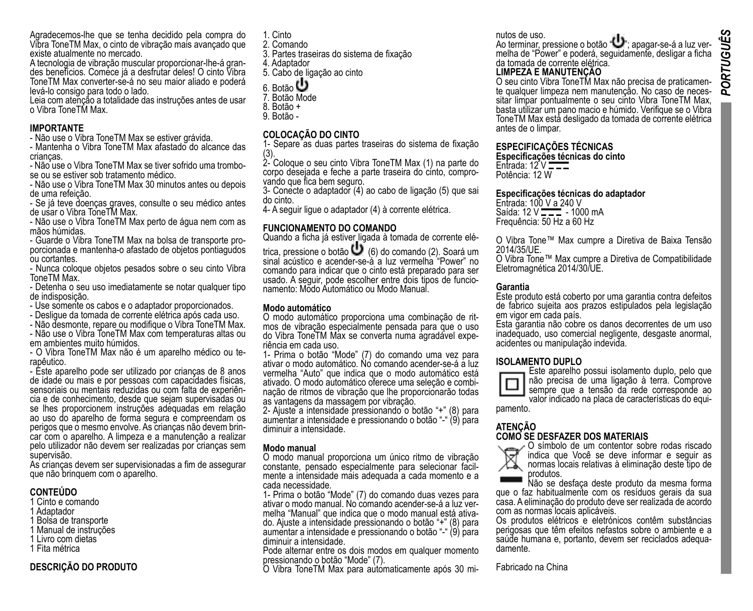Agradecemos-lhe que se tenha decidido pela compra do Vibra ToneTM Max, o cinto de vibração mais avançado que existe atualmente no mercado.
A tecnologia de vibração muscular proporcionar-lhe-á grandes benefícios. Comece já a desfrutar deles! O cinto Vibra ToneTM Max converter-se-á no seu maior aliado e poderá levá-lo consigo para todo o lado.
Leia com atenção a totalidade das instruções antes de usar o Vibra ToneTM Max.

**IMPORTANTE**

- Não use o Vibra ToneTM Max se estiver grávida.
- Mantenha o Vibra ToneTM Max afastado do alcance das crianças.
- Não use o Vibra ToneTM Max se tiver sofrido uma trombose ou se estiver sob tratamento médico.
- Não use o Vibra ToneTM Max 30 minutos antes ou depois de uma refeição.
- Se já teve doenças graves, consulte o seu médico antes de usar o Vibra ToneTM Max.
- Não use o Vibra ToneTM Max perto de água nem com as mãos húmidas.
- Guarde o Vibra ToneTM Max na bolsa de transporte proporcionada e mantenha-o afastado de objetos pontiagudos ou cortantes.
- Nunca coloque objetos pesados sobre o seu cinto Vibra ToneTM Max.
- Detenha o seu uso imediatamente se notar qualquer tipo de indisposição.
- Use somente os cabos e o adaptador proporcionados.
- Desligue da tomada de corrente elétrica após cada uso.
- Não desmonte, repare ou modifique o Vibra ToneTM Max.
- Não use o Vibra ToneTM Max com temperaturas altas ou em ambientes muito húmidos.
- O Vibra ToneTM Max não é um aparelho médico ou terapêutico.
- Este aparelho pode ser utilizado por crianças de 8 anos de idade ou mais e por pessoas com capacidades físicas, sensoriais ou mentais reduzidas ou com falta de experiência e de conhecimento, desde que sejam supervisadas ou se lhes proporcionem instruções adequadas em relação ao uso do aparelho de forma segura e compreendam os perigos que o mesmo envolve. As crianças não devem brincar com o aparelho. A limpeza e a manutenção a realizar pelo utilizador não devem ser realizadas por crianças sem supervisão.

As crianças devem ser supervisionadas a fim de assegurar que não brinquem com o aparelho.

**CONTEÚDO**

1 Cinto e comando
1 Adaptador
1 Bolsa de transporte
1 Manual de instruções
1 Livro com dietas
1 Fita métrica

**DESCRIÇÃO DO PRODUTO**

1. Cinto
2. Comando
3. Partes traseiras do sistema de fixação
4. Adaptador
5. Cabo de ligação ao cinto
6. Botão ⏻
7. Botão Mode
8. Botão +
9. Botão -

**COLOCAÇÃO DO CINTO**

1- Separe as duas partes traseiras do sistema de fixação (3).
2- Coloque o seu cinto Vibra ToneTM Max (1) na parte do corpo desejada e feche a parte traseira do cinto, comprovando que fica bem seguro.
3- Conecte o adaptador (4) ao cabo de ligação (5) que sai do cinto.
4- A seguir ligue o adaptador (4) à corrente elétrica.

**FUNCIONAMENTO DO COMANDO**

Quando a ficha já estiver ligada à tomada de corrente elétrica, pressione o botão ⏻ (6) do comando (2). Soará um sinal acústico e acender-se-á a luz vermelha "Power" no comando para indicar que o cinto está preparado para ser usado. A seguir, pode escolher entre dois tipos de funcionamento: Modo Automático ou Modo Manual.

**Modo automático**

O modo automático proporciona uma combinação de ritmos de vibração especialmente pensada para que o uso do Vibra ToneTM Max se converta numa agradável experiência em cada uso.
1- Prima o botão "Mode" (7) do comando uma vez para ativar o modo automático. No comando acender-se-á a luz vermelha "Auto" que indica que o modo automático está ativado. O modo automático oferece uma seleção e combinação de ritmos de vibração que lhe proporcionarão todas as vantagens da massagem por vibração.
2- Ajuste a intensidade pressionando o botão "+" (8) para aumentar a intensidade e pressionando o botão "-" (9) para diminuir a intensidade.

**Modo manual**

O modo manual proporciona um único ritmo de vibração constante, pensado especialmente para selecionar facilmente a intensidade mais adequada a cada momento e a cada necessidade.
1- Prima o botão "Mode" (7) do comando duas vezes para ativar o modo manual. No comando acender-se-á a luz vermelha "Manual" que indica que o modo manual está ativado. Ajuste a intensidade pressionando o botão "+" (8) para aumentar a intensidade e pressionando o botão "-" (9) para diminuir a intensidade.
Pode alternar entre os dois modos em qualquer momento pressionando o botão "Mode" (7).
O Vibra ToneTM Max para automaticamente após 30 minutos de uso.
Ao terminar, pressione o botão "⏻"; apagar-se-á a luz vermelha de "Power" e poderá, seguidamente, desligar a ficha da tomada de corrente elétrica.

**LIMPEZA E MANUTENÇÃO**

O seu cinto Vibra ToneTM Max não precisa de praticamente qualquer limpeza nem manutenção. No caso de necessitar limpar pontualmente o seu cinto Vibra ToneTM Max, basta utilizar um pano macio e húmido. Verifique se o Vibra ToneTM Max está desligado da tomada de corrente elétrica antes de o limpar.

**ESPECIFICAÇÕES TÉCNICAS**

**Especificações técnicas do cinto**
Entrada: 12 V ⎓
Potência: 12 W

**Especificações técnicas do adaptador**
Entrada: 100 V a 240 V
Saída: 12 V ⎓ - 1000 mA
Frequência: 50 Hz a 60 Hz

O Vibra Tone™ Max cumpre a Diretiva de Baixa Tensão 2014/35/UE.
O Vibra Tone™ Max cumpre a Diretiva de Compatibilidade Eletromagnética 2014/30/UE.

**Garantia**

Este produto está coberto por uma garantia contra defeitos de fabrico sujeita aos prazos estipulados pela legislação em vigor em cada país.
Esta garantia não cobre os danos decorrentes de um uso inadequado, uso comercial negligente, desgaste anormal, acidentes ou manipulação indevida.

**ISOLAMENTO DUPLO**

Este aparelho possui isolamento duplo, pelo que não precisa de uma ligação à terra. Comprove sempre que a tensão da rede corresponde ao valor indicado na placa de características do equipamento.

**ATENÇÃO**
**COMO SE DESFAZER DOS MATERIAIS**

O símbolo de um contentor sobre rodas riscado indica que Você se deve informar e seguir as normas locais relativas à eliminação deste tipo de produtos.
Não se desfaça deste produto da mesma forma que o faz habitualmente com os resíduos gerais da sua casa. A eliminação do produto deve ser realizada de acordo com as normas locais aplicáveis.
Os produtos elétricos e eletrónicos contêm substâncias perigosas que têm efeitos nefastos sobre o ambiente e a saúde humana e, portanto, devem ser reciclados adequadamente.

Fabricado na China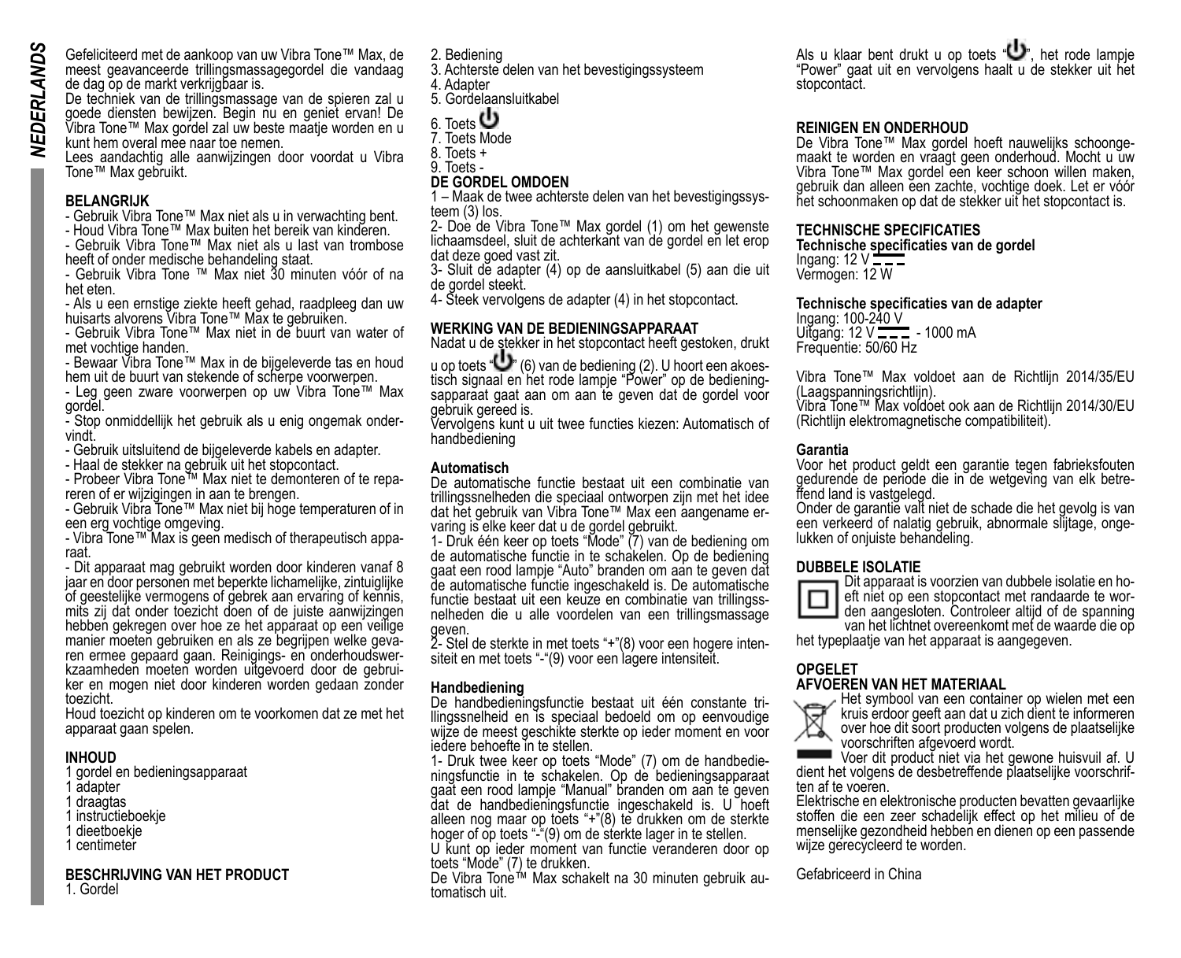NEDERLANDS

Gefeliciteerd met de aankoop van uw Vibra Tone™ Max, de meest geavanceerde trillingsmassagegordel die vandaag de dag op de markt verkrijgbaar is.

De techniek van de trillingsmassage van de spieren zal u goede diensten bewijzen. Begin nu en geniet ervan! De Vibra Tone™ Max gordel zal uw beste maatje worden en u kunt hem overal mee naar toe nemen.

Lees aandachtig alle aanwijzingen door voordat u Vibra Tone™ Max gebruikt.

**BELANGRIJK**

- Gebruik Vibra Tone™ Max niet als u in verwachting bent.
- Houd Vibra Tone™ Max buiten het bereik van kinderen.
- Gebruik Vibra Tone™ Max niet als u last van trombose heeft of onder medische behandeling staat.
- Gebruik Vibra Tone ™ Max niet 30 minuten vóór of na het eten.
- Als u een ernstige ziekte heeft gehad, raadpleeg dan uw huisarts alvorens Vibra Tone™ Max te gebruiken.
- Gebruik Vibra Tone™ Max niet in de buurt van water of met vochtige handen.
- Bewaar Vibra Tone™ Max in de bijgeleverde tas en houd hem uit de buurt van stekende of scherpe voorwerpen.
- Leg geen zware voorwerpen op uw Vibra Tone™ Max gordel.
- Stop onmiddellijk het gebruik als u enig ongemak ondervindt.
- Gebruik uitsluitend de bijgeleverde kabels en adapter.
- Haal de stekker na gebruik uit het stopcontact.
- Probeer Vibra Tone™ Max niet te demonteren of te repareren of er wijzigingen in aan te brengen.
- Gebruik Vibra Tone™ Max niet bij hoge temperaturen of in een erg vochtige omgeving.
- Vibra Tone™ Max is geen medisch of therapeutisch apparaat.
- Dit apparaat mag gebruikt worden door kinderen vanaf 8 jaar en door personen met beperkte lichamelijke, zintuiglijke of geestelijke vermogens of gebrek aan ervaring of kennis, mits zij dat onder toezicht doen of de juiste aanwijzingen hebben gekregen over hoe ze het apparaat op een veilige manier moeten gebruiken en als ze begrijpen welke gevaren ermee gepaard gaan. Reinigings- en onderhoudswerkzaamheden moeten worden uitgevoerd door de gebruiker en mogen niet door kinderen worden gedaan zonder toezicht.

Houd toezicht op kinderen om te voorkomen dat ze met het apparaat gaan spelen.

**INHOUD**

1 gordel en bedieningsapparaat
1 adapter
1 draagtas
1 instructieboekje
1 dieetboekje
1 centimeter

**BESCHRIJVING VAN HET PRODUCT**

1. Gordel
2. Bediening
3. Achterste delen van het bevestigingssysteem
4. Adapter
5. Gordelaansluitkabel
6. Toets ⏻
7. Toets Mode
8. Toets +
9. Toets -

**DE GORDEL OMDOEN**

1 – Maak de twee achterste delen van het bevestigingssysteem (3) los.

2- Doe de Vibra Tone™ Max gordel (1) om het gewenste lichaamsdeel, sluit de achterkant van de gordel en let erop dat deze goed vast zit.

3- Sluit de adapter (4) op de aansluitkabel (5) aan die uit de gordel steekt.

4- Steek vervolgens de adapter (4) in het stopcontact.

**WERKING VAN DE BEDIENINGSAPPARAAT**

Nadat u de stekker in het stopcontact heeft gestoken, drukt u op toets "⏻" (6) van de bediening (2). U hoort een akoestisch signaal en het rode lampje "Power" op de bedieningsapparaat gaat aan om aan te geven dat de gordel voor gebruik gereed is.

Vervolgens kunt u uit twee functies kiezen: Automatisch of handbediening

**Automatisch**

De automatische functie bestaat uit een combinatie van trillingssnelheden die speciaal ontworpen zijn met het idee dat het gebruik van Vibra Tone™ Max een aangename ervaring is elke keer dat u de gordel gebruikt.

1- Druk één keer op toets "Mode" (7) van de bediening om de automatische functie in te schakelen. Op de bediening gaat een rood lampje "Auto" branden om aan te geven dat de automatische functie ingeschakeld is. De automatische functie bestaat uit een keuze en combinatie van trillingssnelheden die u alle voordelen van een trillingsmassage geven.

2- Stel de sterkte in met toets "+"(8) voor een hogere intensiteit en met toets "-"(9) voor een lagere intensiteit.

**Handbediening**

De handbedieningsfunctie bestaat uit één constante trillingssnelheid en is speciaal bedoeld om op eenvoudige wijze de meest geschikte sterkte op ieder moment en voor iedere behoefte in te stellen.

1- Druk twee keer op toets "Mode" (7) om de handbedieningsfunctie in te schakelen. Op de bedieningsapparaat gaat een rood lampje "Manual" branden om aan te geven dat de handbedieningsfunctie ingeschakeld is. U hoeft alleen nog maar op toets "+"(8) te drukken om de sterkte hoger of op toets "-"(9) om de sterkte lager in te stellen.

U kunt op ieder moment van functie veranderen door op toets "Mode" (7) te drukken.

De Vibra Tone™ Max schakelt na 30 minuten gebruik automatisch uit.

Als u klaar bent drukt u op toets "⏻", het rode lampje "Power" gaat uit en vervolgens haalt u de stekker uit het stopcontact.

**REINIGEN EN ONDERHOUD**

De Vibra Tone™ Max gordel hoeft nauwelijks schoongemaakt te worden en vraagt geen onderhoud. Mocht u uw Vibra Tone™ Max gordel een keer schoon willen maken, gebruik dan alleen een zachte, vochtige doek. Let er vóór het schoonmaken op dat de stekker uit het stopcontact is.

**TECHNISCHE SPECIFICATIES**

**Technische specificaties van de gordel**

Ingang: 12 V ⎓
Vermogen: 12 W

**Technische specificaties van de adapter**

Ingang: 100-240 V
Uitgang: 12 V ⎓ - 1000 mA
Frequentie: 50/60 Hz

Vibra Tone™ Max voldoet aan de Richtlijn 2014/35/EU (Laagspanningsrichtlijn).
Vibra Tone™ Max voldoet ook aan de Richtlijn 2014/30/EU (Richtlijn elektromagnetische compatibiliteit).

**Garantia**

Voor het product geldt een garantie tegen fabrieksfouten gedurende de periode die in de wetgeving van elk betreffend land is vastgelegd.

Onder de garantie valt niet de schade die het gevolg is van een verkeerd of nalatig gebruik, abnormale slijtage, ongelukken of onjuiste behandeling.

**DUBBELE ISOLATIE**

Dit apparaat is voorzien van dubbele isolatie en hoeft niet op een stopcontact met randaarde te worden aangesloten. Controleer altijd of de spanning van het lichtnet overeenkomt met de waarde die op het typeplaatje van het apparaat is aangegeven.

**OPGELET**

**AFVOEREN VAN HET MATERIAAL**

Het symbool van een container op wielen met een kruis erdoor geeft aan dat u zich dient te informeren over hoe dit soort producten volgens de plaatselijke voorschriften afgevoerd wordt.

Voer dit product niet via het gewone huisvuil af. U dient het volgens de desbetreffende plaatselijke voorschriften af te voeren.

Elektrische en elektronische producten bevatten gevaarlijke stoffen die een zeer schadelijk effect op het milieu of de menselijke gezondheid hebben en dienen op een passende wijze gerecycleerd te worden.

Gefabriceerd in China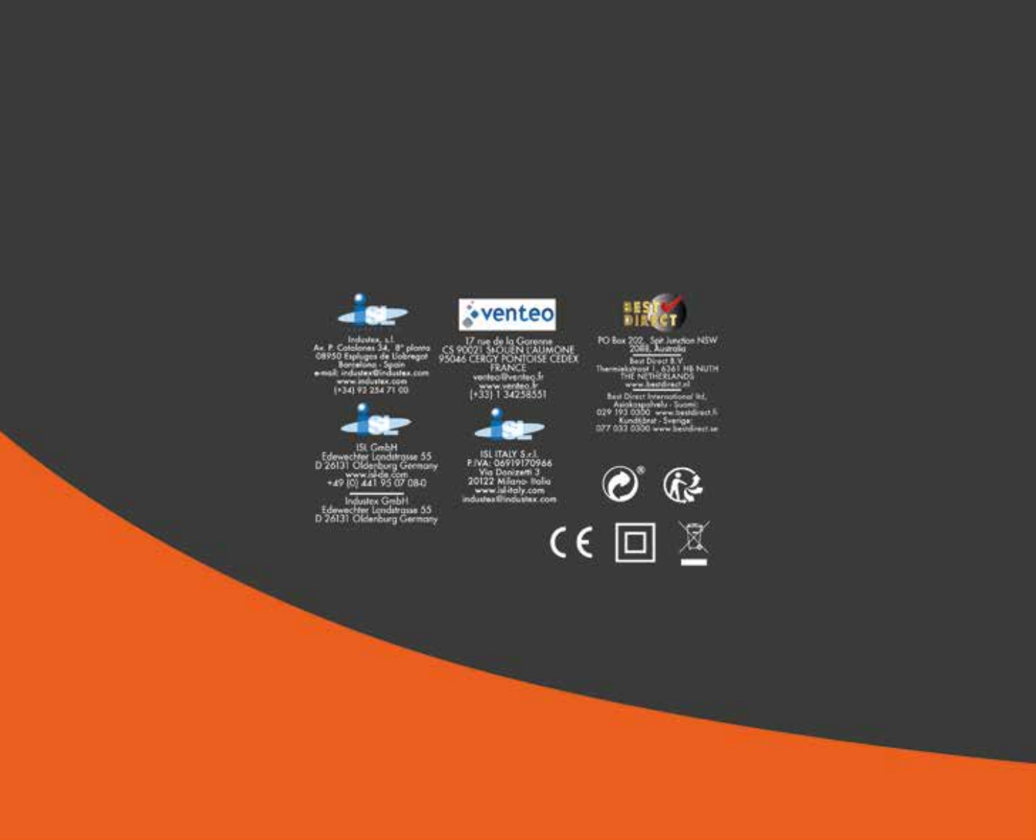Industex, s.l.
Av. P. Catalanes 34, 8° planta
08950 Esplugues de Llobregat
Barcelona - Spain
e-mail: industex@industex.com
www.industex.com
(+34) 93 254 71 00

venteo

17 rue de la Garenne
CS 90021 St-OUEN L'AUMONE
95046 CERGY PONTOISE CEDEX
FRANCE
venteo@venteo.fr
www.venteo.fr
(+33) 1 34258551

BEST DIRECT

PO Box 202, Spit Junction NSW
2088, Australia

Best Direct B.V.
Thermiekstraat 1, 6361 HB NUTH
THE NETHERLANDS
www.bestdirect.nl

Best Direct International ltd.
Asiakaspalvelu - Suomi:
029 193 0300 www.bestdirect.fi
Kundtjänst - Sverige:
077 033 0300 www.bestdirect.se

ISL GmbH
Edewechter Landstrasse 55
D 26131 Oldenburg Germany
www.isl-de.com
+49 (0) 441 95 07 08-0

Industex GmbH
Edewechter Landstrasse 55
D 26131 Oldenburg Germany

ISL ITALY S.r.l.
P.IVA: 06919170966
Via Donizetti 3
20122 Milano Italia
www.isl-italy.com
industex@industex.com